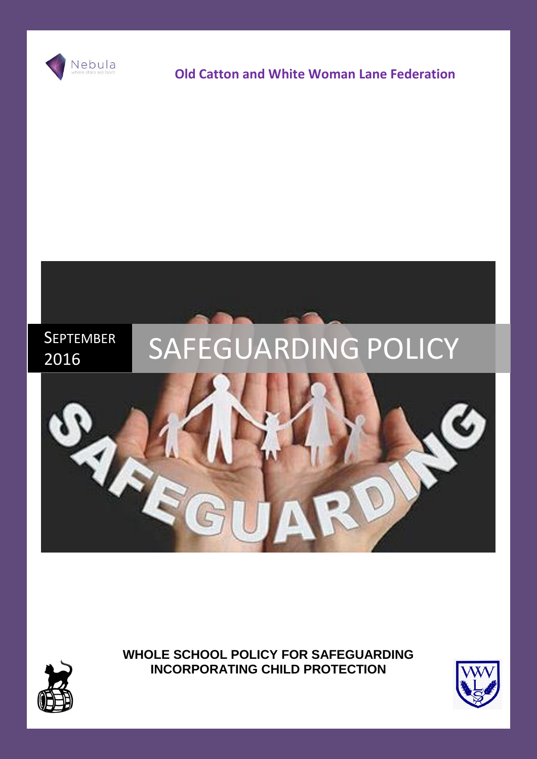Nebula

where stars are born

**Old Catton and White Woman Lane Federation**

SEPTEMBER 2016

# SAFEGUARDING POLICY

**WHOLE SCHOOL POLICY FOR SAFEGUARDING INCORPORATING CHILD PROTECTION**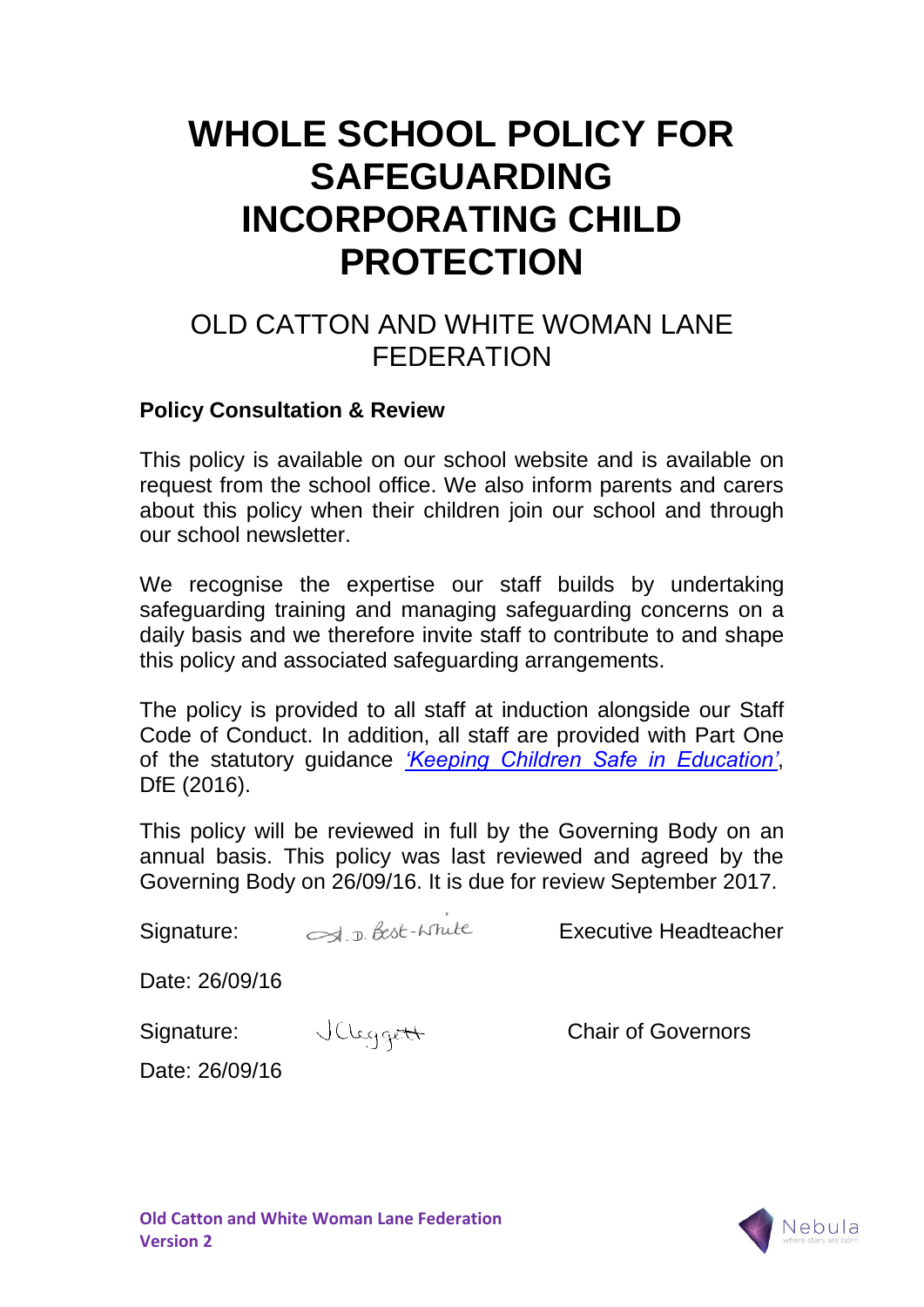# WHOLE SCHOOL POLICY FOR SAFEGUARDING INCORPORATING CHILD PROTECTION

## OLD CATTON AND WHITE WOMAN LANE FEDERATION

**Policy Consultation & Review**

This policy is available on our school website and is available on request from the school office. We also inform parents and carers about this policy when their children join our school and through our school newsletter.

We recognise the expertise our staff builds by undertaking safeguarding training and managing safeguarding concerns on a daily basis and we therefore invite staff to contribute to and shape this policy and associated safeguarding arrangements.

The policy is provided to all staff at induction alongside our Staff Code of Conduct. In addition, all staff are provided with Part One of the statutory guidance *'Keeping Children Safe in Education'*, DfE (2016).

This policy will be reviewed in full by the Governing Body on an annual basis. This policy was last reviewed and agreed by the Governing Body on 26/09/16. It is due for review September 2017.

Signature: A. D. Best-White Executive Headteacher

Date: 26/09/16

Signature: JCleggett Chair of Governors

Date: 26/09/16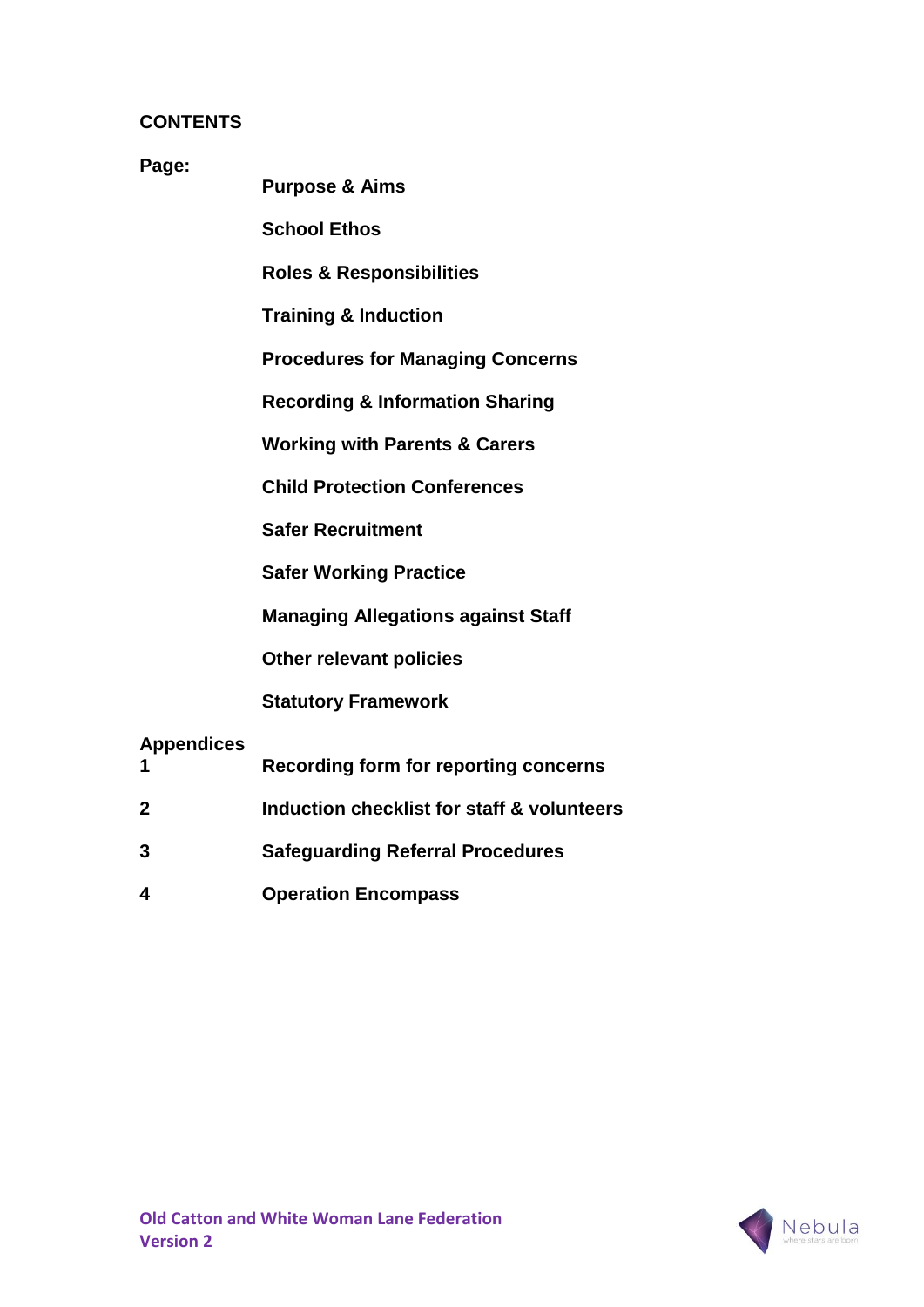## CONTENTS

**Page:**

**Purpose & Aims**

**School Ethos**

**Roles & Responsibilities**

**Training & Induction**

**Procedures for Managing Concerns**

**Recording & Information Sharing**

**Working with Parents & Carers**

**Child Protection Conferences**

**Safer Recruitment**

**Safer Working Practice**

**Managing Allegations against Staff**

**Other relevant policies**

**Statutory Framework**

**Appendices**

| | |
|---|---|
| **1** | **Recording form for reporting concerns** |
| **2** | **Induction checklist for staff & volunteers** |
| **3** | **Safeguarding Referral Procedures** |
| **4** | **Operation Encompass** |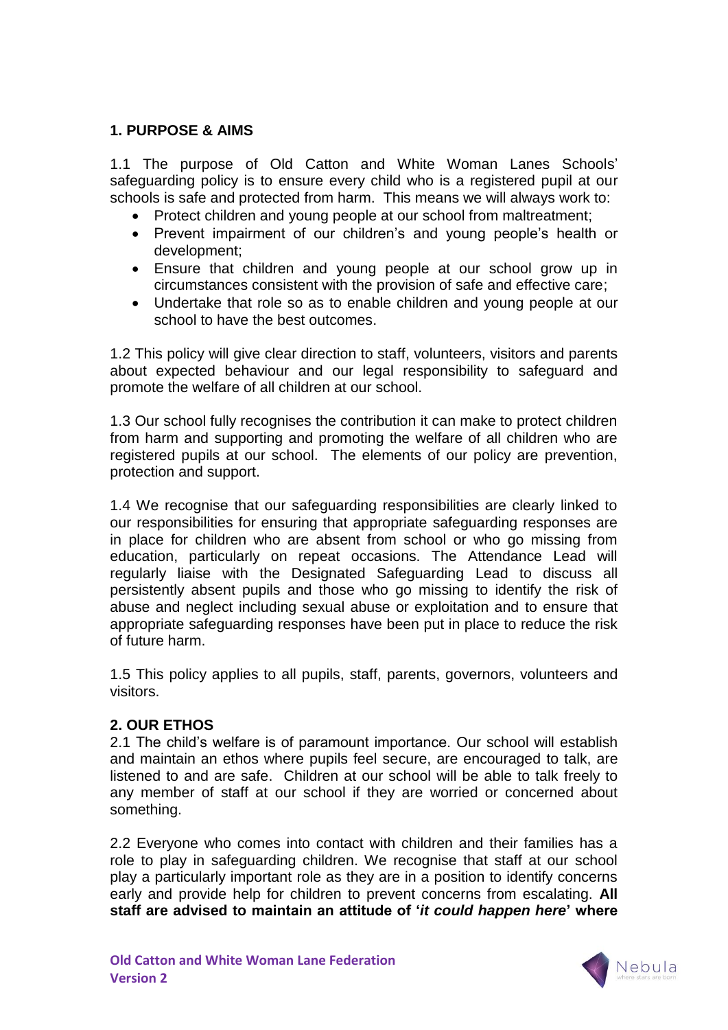## 1. PURPOSE & AIMS

1.1 The purpose of Old Catton and White Woman Lanes Schools' safeguarding policy is to ensure every child who is a registered pupil at our schools is safe and protected from harm. This means we will always work to:

- Protect children and young people at our school from maltreatment;
- Prevent impairment of our children's and young people's health or development;
- Ensure that children and young people at our school grow up in circumstances consistent with the provision of safe and effective care;
- Undertake that role so as to enable children and young people at our school to have the best outcomes.

1.2 This policy will give clear direction to staff, volunteers, visitors and parents about expected behaviour and our legal responsibility to safeguard and promote the welfare of all children at our school.

1.3 Our school fully recognises the contribution it can make to protect children from harm and supporting and promoting the welfare of all children who are registered pupils at our school. The elements of our policy are prevention, protection and support.

1.4 We recognise that our safeguarding responsibilities are clearly linked to our responsibilities for ensuring that appropriate safeguarding responses are in place for children who are absent from school or who go missing from education, particularly on repeat occasions. The Attendance Lead will regularly liaise with the Designated Safeguarding Lead to discuss all persistently absent pupils and those who go missing to identify the risk of abuse and neglect including sexual abuse or exploitation and to ensure that appropriate safeguarding responses have been put in place to reduce the risk of future harm.

1.5 This policy applies to all pupils, staff, parents, governors, volunteers and visitors.

## 2. OUR ETHOS

2.1 The child's welfare is of paramount importance. Our school will establish and maintain an ethos where pupils feel secure, are encouraged to talk, are listened to and are safe. Children at our school will be able to talk freely to any member of staff at our school if they are worried or concerned about something.

2.2 Everyone who comes into contact with children and their families has a role to play in safeguarding children. We recognise that staff at our school play a particularly important role as they are in a position to identify concerns early and provide help for children to prevent concerns from escalating. **All staff are advised to maintain an attitude of '*it could happen here*' where**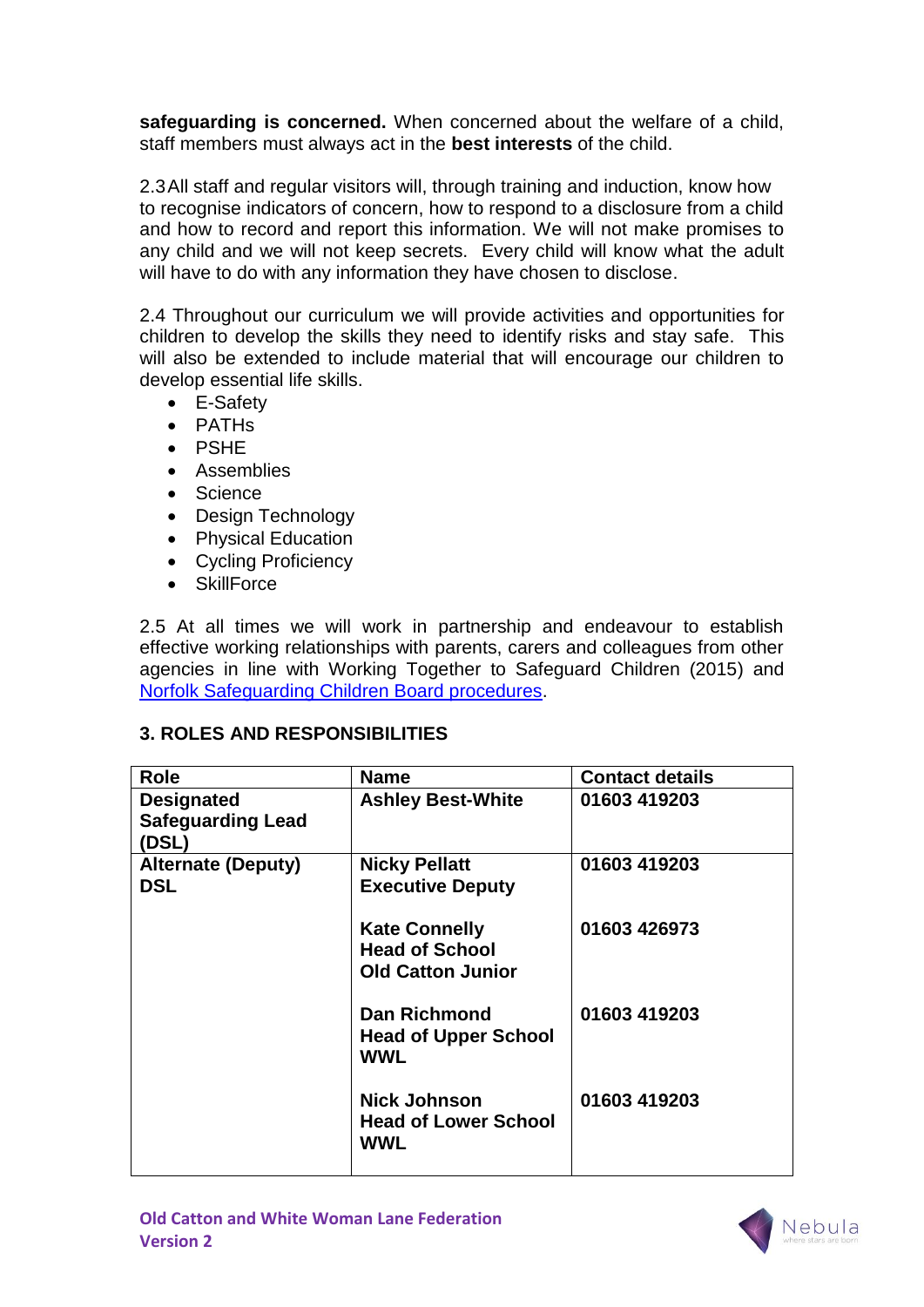**safeguarding is concerned.** When concerned about the welfare of a child, staff members must always act in the **best interests** of the child.

2.3 All staff and regular visitors will, through training and induction, know how to recognise indicators of concern, how to respond to a disclosure from a child and how to record and report this information. We will not make promises to any child and we will not keep secrets. Every child will know what the adult will have to do with any information they have chosen to disclose.

2.4 Throughout our curriculum we will provide activities and opportunities for children to develop the skills they need to identify risks and stay safe. This will also be extended to include material that will encourage our children to develop essential life skills.

- E-Safety
- PATHs
- PSHE
- Assemblies
- Science
- Design Technology
- Physical Education
- Cycling Proficiency
- SkillForce

2.5 At all times we will work in partnership and endeavour to establish effective working relationships with parents, carers and colleagues from other agencies in line with Working Together to Safeguard Children (2015) and Norfolk Safeguarding Children Board procedures.

## 3. ROLES AND RESPONSIBILITIES

| Role | Name | Contact details |
|---|---|---|
| **Designated Safeguarding Lead (DSL)** | **Ashley Best-White** | **01603 419203** |
| **Alternate (Deputy) DSL** | **Nicky Pellatt**<br>**Executive Deputy** | **01603 419203** |
| | **Kate Connelly**<br>**Head of School**<br>**Old Catton Junior** | **01603 426973** |
| | **Dan Richmond**<br>**Head of Upper School**<br>**WWL** | **01603 419203** |
| | **Nick Johnson**<br>**Head of Lower School**<br>**WWL** | **01603 419203** |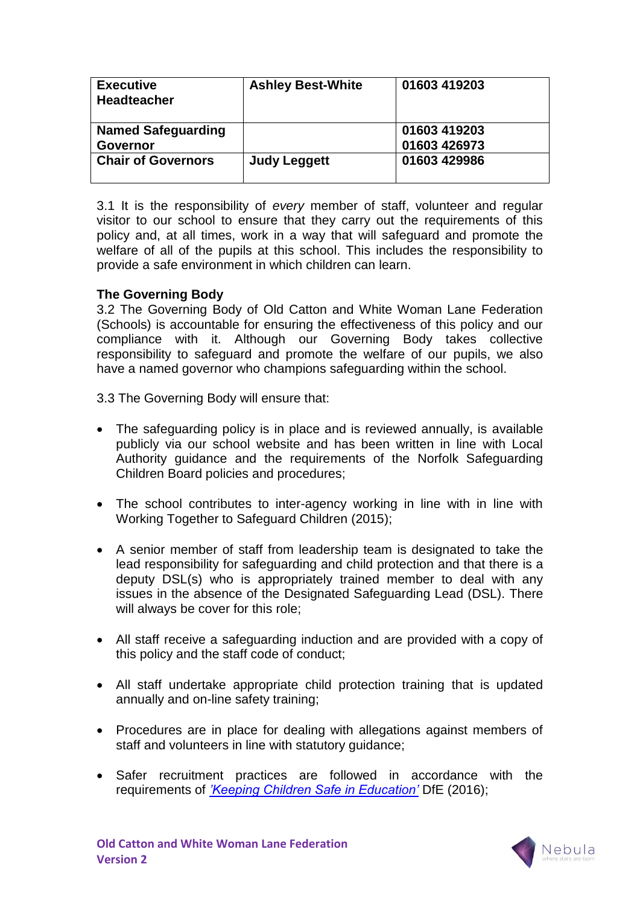| **Executive Headteacher** | **Ashley Best-White** | **01603 419203** |
|---|---|---|
| **Named Safeguarding Governor** | | **01603 419203**<br>**01603 426973** |
| **Chair of Governors** | **Judy Leggett** | **01603 429986** |

3.1 It is the responsibility of *every* member of staff, volunteer and regular visitor to our school to ensure that they carry out the requirements of this policy and, at all times, work in a way that will safeguard and promote the welfare of all of the pupils at this school. This includes the responsibility to provide a safe environment in which children can learn.

**The Governing Body**

3.2 The Governing Body of Old Catton and White Woman Lane Federation (Schools) is accountable for ensuring the effectiveness of this policy and our compliance with it. Although our Governing Body takes collective responsibility to safeguard and promote the welfare of our pupils, we also have a named governor who champions safeguarding within the school.

3.3 The Governing Body will ensure that:

- The safeguarding policy is in place and is reviewed annually, is available publicly via our school website and has been written in line with Local Authority guidance and the requirements of the Norfolk Safeguarding Children Board policies and procedures;

- The school contributes to inter-agency working in line with in line with Working Together to Safeguard Children (2015);

- A senior member of staff from leadership team is designated to take the lead responsibility for safeguarding and child protection and that there is a deputy DSL(s) who is appropriately trained member to deal with any issues in the absence of the Designated Safeguarding Lead (DSL). There will always be cover for this role;

- All staff receive a safeguarding induction and are provided with a copy of this policy and the staff code of conduct;

- All staff undertake appropriate child protection training that is updated annually and on-line safety training;

- Procedures are in place for dealing with allegations against members of staff and volunteers in line with statutory guidance;

- Safer recruitment practices are followed in accordance with the requirements of *'Keeping Children Safe in Education'* DfE (2016);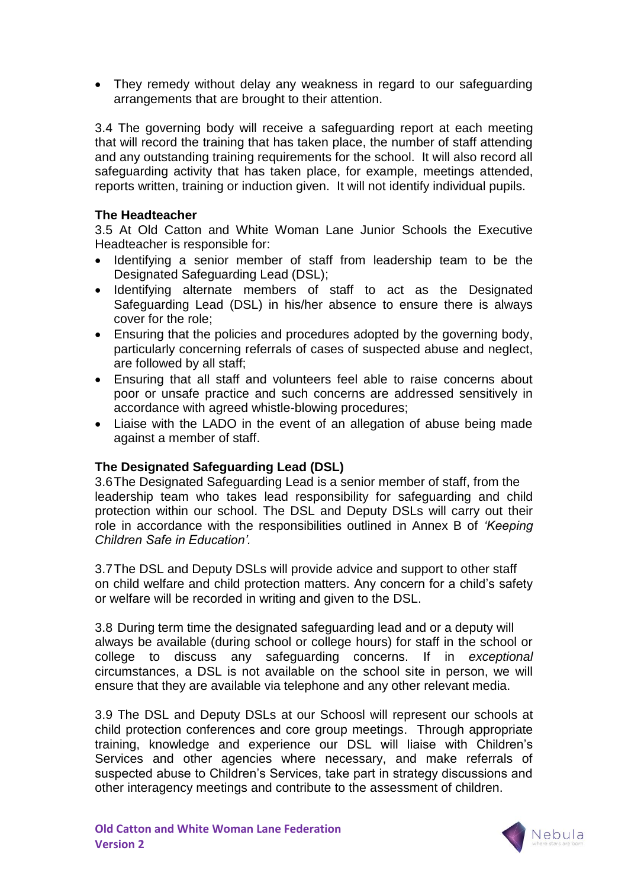- They remedy without delay any weakness in regard to our safeguarding arrangements that are brought to their attention.

3.4 The governing body will receive a safeguarding report at each meeting that will record the training that has taken place, the number of staff attending and any outstanding training requirements for the school. It will also record all safeguarding activity that has taken place, for example, meetings attended, reports written, training or induction given. It will not identify individual pupils.

**The Headteacher**

3.5 At Old Catton and White Woman Lane Junior Schools the Executive Headteacher is responsible for:

- Identifying a senior member of staff from leadership team to be the Designated Safeguarding Lead (DSL);
- Identifying alternate members of staff to act as the Designated Safeguarding Lead (DSL) in his/her absence to ensure there is always cover for the role;
- Ensuring that the policies and procedures adopted by the governing body, particularly concerning referrals of cases of suspected abuse and neglect, are followed by all staff;
- Ensuring that all staff and volunteers feel able to raise concerns about poor or unsafe practice and such concerns are addressed sensitively in accordance with agreed whistle-blowing procedures;
- Liaise with the LADO in the event of an allegation of abuse being made against a member of staff.

**The Designated Safeguarding Lead (DSL)**

3.6 The Designated Safeguarding Lead is a senior member of staff, from the leadership team who takes lead responsibility for safeguarding and child protection within our school. The DSL and Deputy DSLs will carry out their role in accordance with the responsibilities outlined in Annex B of *'Keeping Children Safe in Education'.*

3.7 The DSL and Deputy DSLs will provide advice and support to other staff on child welfare and child protection matters. Any concern for a child's safety or welfare will be recorded in writing and given to the DSL.

3.8 During term time the designated safeguarding lead and or a deputy will always be available (during school or college hours) for staff in the school or college to discuss any safeguarding concerns. If in *exceptional* circumstances, a DSL is not available on the school site in person, we will ensure that they are available via telephone and any other relevant media.

3.9 The DSL and Deputy DSLs at our Schoosl will represent our schools at child protection conferences and core group meetings. Through appropriate training, knowledge and experience our DSL will liaise with Children's Services and other agencies where necessary, and make referrals of suspected abuse to Children's Services, take part in strategy discussions and other interagency meetings and contribute to the assessment of children.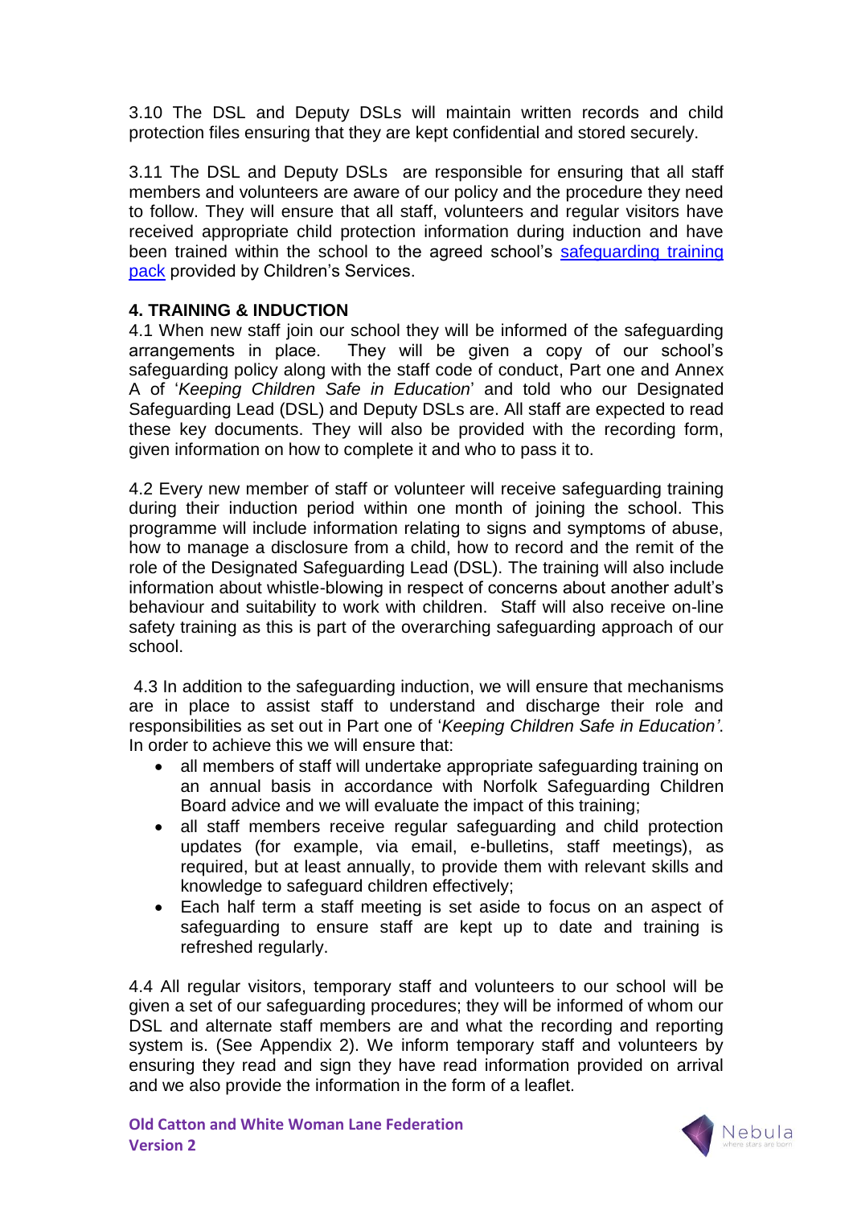3.10 The DSL and Deputy DSLs will maintain written records and child protection files ensuring that they are kept confidential and stored securely.

3.11 The DSL and Deputy DSLs are responsible for ensuring that all staff members and volunteers are aware of our policy and the procedure they need to follow. They will ensure that all staff, volunteers and regular visitors have received appropriate child protection information during induction and have been trained within the school to the agreed school's [safeguarding training pack](#) provided by Children's Services.

**4. TRAINING & INDUCTION**

4.1 When new staff join our school they will be informed of the safeguarding arrangements in place. They will be given a copy of our school's safeguarding policy along with the staff code of conduct, Part one and Annex A of '*Keeping Children Safe in Education*' and told who our Designated Safeguarding Lead (DSL) and Deputy DSLs are. All staff are expected to read these key documents. They will also be provided with the recording form, given information on how to complete it and who to pass it to.

4.2 Every new member of staff or volunteer will receive safeguarding training during their induction period within one month of joining the school. This programme will include information relating to signs and symptoms of abuse, how to manage a disclosure from a child, how to record and the remit of the role of the Designated Safeguarding Lead (DSL). The training will also include information about whistle-blowing in respect of concerns about another adult's behaviour and suitability to work with children. Staff will also receive on-line safety training as this is part of the overarching safeguarding approach of our school.

4.3 In addition to the safeguarding induction, we will ensure that mechanisms are in place to assist staff to understand and discharge their role and responsibilities as set out in Part one of '*Keeping Children Safe in Education'*. In order to achieve this we will ensure that:

- all members of staff will undertake appropriate safeguarding training on an annual basis in accordance with Norfolk Safeguarding Children Board advice and we will evaluate the impact of this training;
- all staff members receive regular safeguarding and child protection updates (for example, via email, e-bulletins, staff meetings), as required, but at least annually, to provide them with relevant skills and knowledge to safeguard children effectively;
- Each half term a staff meeting is set aside to focus on an aspect of safeguarding to ensure staff are kept up to date and training is refreshed regularly.

4.4 All regular visitors, temporary staff and volunteers to our school will be given a set of our safeguarding procedures; they will be informed of whom our DSL and alternate staff members are and what the recording and reporting system is. (See Appendix 2). We inform temporary staff and volunteers by ensuring they read and sign they have read information provided on arrival and we also provide the information in the form of a leaflet.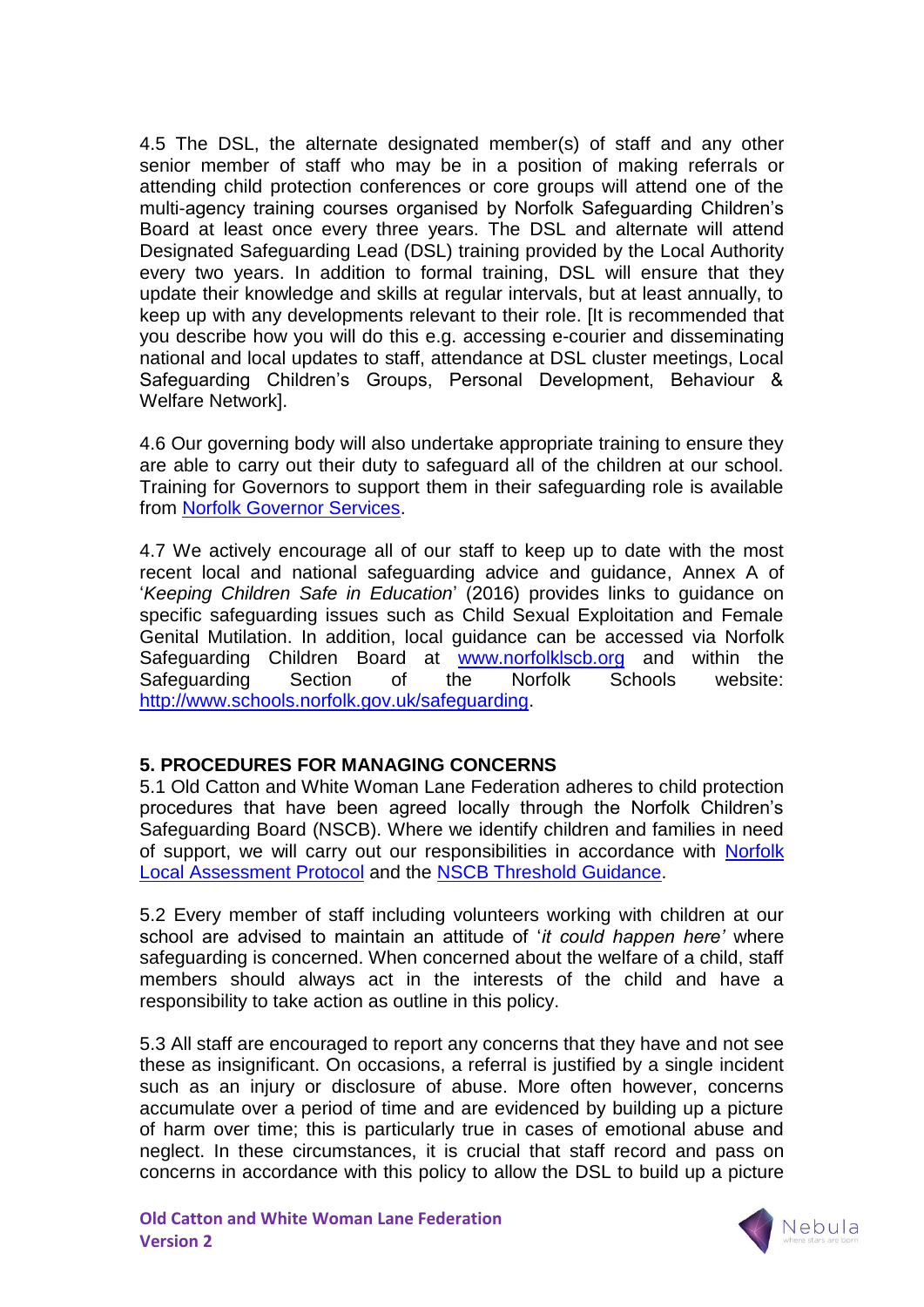4.5 The DSL, the alternate designated member(s) of staff and any other senior member of staff who may be in a position of making referrals or attending child protection conferences or core groups will attend one of the multi-agency training courses organised by Norfolk Safeguarding Children's Board at least once every three years. The DSL and alternate will attend Designated Safeguarding Lead (DSL) training provided by the Local Authority every two years. In addition to formal training, DSL will ensure that they update their knowledge and skills at regular intervals, but at least annually, to keep up with any developments relevant to their role. [It is recommended that you describe how you will do this e.g. accessing e-courier and disseminating national and local updates to staff, attendance at DSL cluster meetings, Local Safeguarding Children's Groups, Personal Development, Behaviour & Welfare Network].

4.6 Our governing body will also undertake appropriate training to ensure they are able to carry out their duty to safeguard all of the children at our school. Training for Governors to support them in their safeguarding role is available from [Norfolk Governor Services](#).

4.7 We actively encourage all of our staff to keep up to date with the most recent local and national safeguarding advice and guidance, Annex A of '*Keeping Children Safe in Education*' (2016) provides links to guidance on specific safeguarding issues such as Child Sexual Exploitation and Female Genital Mutilation. In addition, local guidance can be accessed via Norfolk Safeguarding Children Board at [www.norfolklscb.org](http://www.norfolklscb.org) and within the Safeguarding Section of the Norfolk Schools website: [http://www.schools.norfolk.gov.uk/safeguarding](http://www.schools.norfolk.gov.uk/safeguarding).

## 5. PROCEDURES FOR MANAGING CONCERNS

5.1 Old Catton and White Woman Lane Federation adheres to child protection procedures that have been agreed locally through the Norfolk Children's Safeguarding Board (NSCB). Where we identify children and families in need of support, we will carry out our responsibilities in accordance with [Norfolk Local Assessment Protocol](#) and the [NSCB Threshold Guidance](#).

5.2 Every member of staff including volunteers working with children at our school are advised to maintain an attitude of '*it could happen here'* where safeguarding is concerned. When concerned about the welfare of a child, staff members should always act in the interests of the child and have a responsibility to take action as outline in this policy.

5.3 All staff are encouraged to report any concerns that they have and not see these as insignificant. On occasions, a referral is justified by a single incident such as an injury or disclosure of abuse. More often however, concerns accumulate over a period of time and are evidenced by building up a picture of harm over time; this is particularly true in cases of emotional abuse and neglect. In these circumstances, it is crucial that staff record and pass on concerns in accordance with this policy to allow the DSL to build up a picture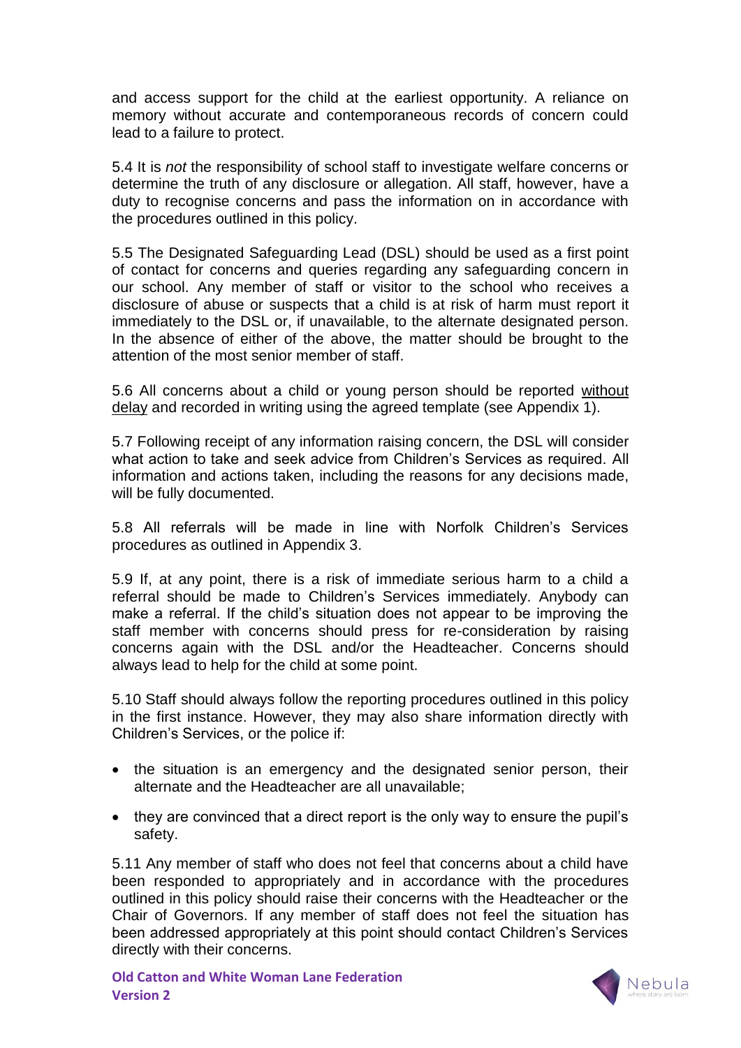and access support for the child at the earliest opportunity. A reliance on memory without accurate and contemporaneous records of concern could lead to a failure to protect.

5.4 It is *not* the responsibility of school staff to investigate welfare concerns or determine the truth of any disclosure or allegation. All staff, however, have a duty to recognise concerns and pass the information on in accordance with the procedures outlined in this policy.

5.5 The Designated Safeguarding Lead (DSL) should be used as a first point of contact for concerns and queries regarding any safeguarding concern in our school. Any member of staff or visitor to the school who receives a disclosure of abuse or suspects that a child is at risk of harm must report it immediately to the DSL or, if unavailable, to the alternate designated person. In the absence of either of the above, the matter should be brought to the attention of the most senior member of staff.

5.6 All concerns about a child or young person should be reported without delay and recorded in writing using the agreed template (see Appendix 1).

5.7 Following receipt of any information raising concern, the DSL will consider what action to take and seek advice from Children's Services as required. All information and actions taken, including the reasons for any decisions made, will be fully documented.

5.8 All referrals will be made in line with Norfolk Children's Services procedures as outlined in Appendix 3.

5.9 If, at any point, there is a risk of immediate serious harm to a child a referral should be made to Children's Services immediately. Anybody can make a referral. If the child's situation does not appear to be improving the staff member with concerns should press for re-consideration by raising concerns again with the DSL and/or the Headteacher. Concerns should always lead to help for the child at some point.

5.10 Staff should always follow the reporting procedures outlined in this policy in the first instance. However, they may also share information directly with Children's Services, or the police if:

- the situation is an emergency and the designated senior person, their alternate and the Headteacher are all unavailable;
- they are convinced that a direct report is the only way to ensure the pupil's safety.

5.11 Any member of staff who does not feel that concerns about a child have been responded to appropriately and in accordance with the procedures outlined in this policy should raise their concerns with the Headteacher or the Chair of Governors. If any member of staff does not feel the situation has been addressed appropriately at this point should contact Children's Services directly with their concerns.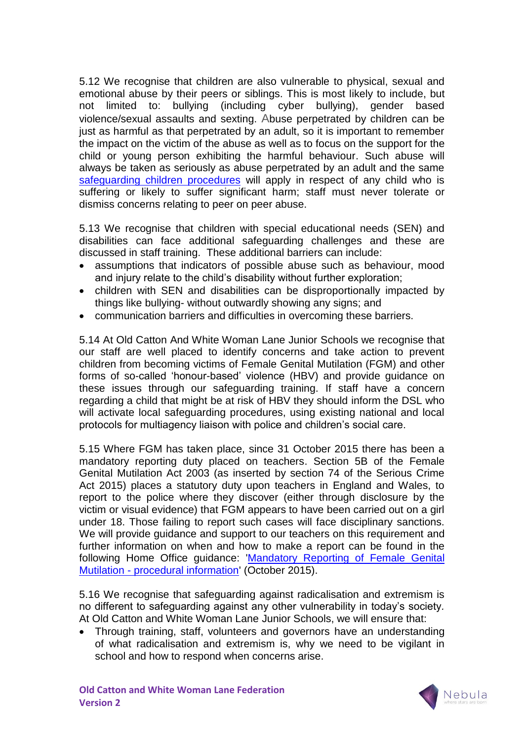5.12 We recognise that children are also vulnerable to physical, sexual and emotional abuse by their peers or siblings. This is most likely to include, but not limited to: bullying (including cyber bullying), gender based violence/sexual assaults and sexting. Abuse perpetrated by children can be just as harmful as that perpetrated by an adult, so it is important to remember the impact on the victim of the abuse as well as to focus on the support for the child or young person exhibiting the harmful behaviour. Such abuse will always be taken as seriously as abuse perpetrated by an adult and the same safeguarding children procedures will apply in respect of any child who is suffering or likely to suffer significant harm; staff must never tolerate or dismiss concerns relating to peer on peer abuse.

5.13 We recognise that children with special educational needs (SEN) and disabilities can face additional safeguarding challenges and these are discussed in staff training. These additional barriers can include:

- assumptions that indicators of possible abuse such as behaviour, mood and injury relate to the child's disability without further exploration;
- children with SEN and disabilities can be disproportionally impacted by things like bullying- without outwardly showing any signs; and
- communication barriers and difficulties in overcoming these barriers.

5.14 At Old Catton And White Woman Lane Junior Schools we recognise that our staff are well placed to identify concerns and take action to prevent children from becoming victims of Female Genital Mutilation (FGM) and other forms of so-called 'honour-based' violence (HBV) and provide guidance on these issues through our safeguarding training. If staff have a concern regarding a child that might be at risk of HBV they should inform the DSL who will activate local safeguarding procedures, using existing national and local protocols for multiagency liaison with police and children's social care.

5.15 Where FGM has taken place, since 31 October 2015 there has been a mandatory reporting duty placed on teachers. Section 5B of the Female Genital Mutilation Act 2003 (as inserted by section 74 of the Serious Crime Act 2015) places a statutory duty upon teachers in England and Wales, to report to the police where they discover (either through disclosure by the victim or visual evidence) that FGM appears to have been carried out on a girl under 18. Those failing to report such cases will face disciplinary sanctions. We will provide guidance and support to our teachers on this requirement and further information on when and how to make a report can be found in the following Home Office guidance: 'Mandatory Reporting of Female Genital Mutilation - procedural information' (October 2015).

5.16 We recognise that safeguarding against radicalisation and extremism is no different to safeguarding against any other vulnerability in today's society. At Old Catton and White Woman Lane Junior Schools, we will ensure that:

- Through training, staff, volunteers and governors have an understanding of what radicalisation and extremism is, why we need to be vigilant in school and how to respond when concerns arise.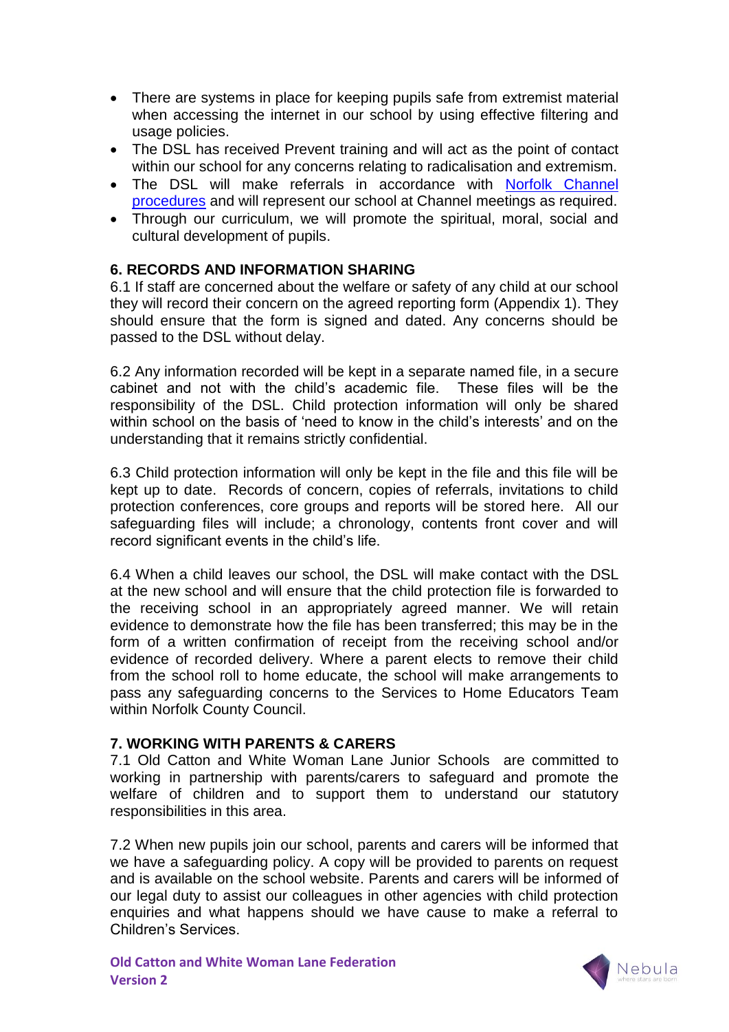- There are systems in place for keeping pupils safe from extremist material when accessing the internet in our school by using effective filtering and usage policies.
- The DSL has received Prevent training and will act as the point of contact within our school for any concerns relating to radicalisation and extremism.
- The DSL will make referrals in accordance with Norfolk Channel procedures and will represent our school at Channel meetings as required.
- Through our curriculum, we will promote the spiritual, moral, social and cultural development of pupils.

## 6. RECORDS AND INFORMATION SHARING

6.1 If staff are concerned about the welfare or safety of any child at our school they will record their concern on the agreed reporting form (Appendix 1). They should ensure that the form is signed and dated. Any concerns should be passed to the DSL without delay.

6.2 Any information recorded will be kept in a separate named file, in a secure cabinet and not with the child's academic file. These files will be the responsibility of the DSL. Child protection information will only be shared within school on the basis of 'need to know in the child's interests' and on the understanding that it remains strictly confidential.

6.3 Child protection information will only be kept in the file and this file will be kept up to date. Records of concern, copies of referrals, invitations to child protection conferences, core groups and reports will be stored here. All our safeguarding files will include; a chronology, contents front cover and will record significant events in the child's life.

6.4 When a child leaves our school, the DSL will make contact with the DSL at the new school and will ensure that the child protection file is forwarded to the receiving school in an appropriately agreed manner. We will retain evidence to demonstrate how the file has been transferred; this may be in the form of a written confirmation of receipt from the receiving school and/or evidence of recorded delivery. Where a parent elects to remove their child from the school roll to home educate, the school will make arrangements to pass any safeguarding concerns to the Services to Home Educators Team within Norfolk County Council.

## 7. WORKING WITH PARENTS & CARERS

7.1 Old Catton and White Woman Lane Junior Schools are committed to working in partnership with parents/carers to safeguard and promote the welfare of children and to support them to understand our statutory responsibilities in this area.

7.2 When new pupils join our school, parents and carers will be informed that we have a safeguarding policy. A copy will be provided to parents on request and is available on the school website. Parents and carers will be informed of our legal duty to assist our colleagues in other agencies with child protection enquiries and what happens should we have cause to make a referral to Children's Services.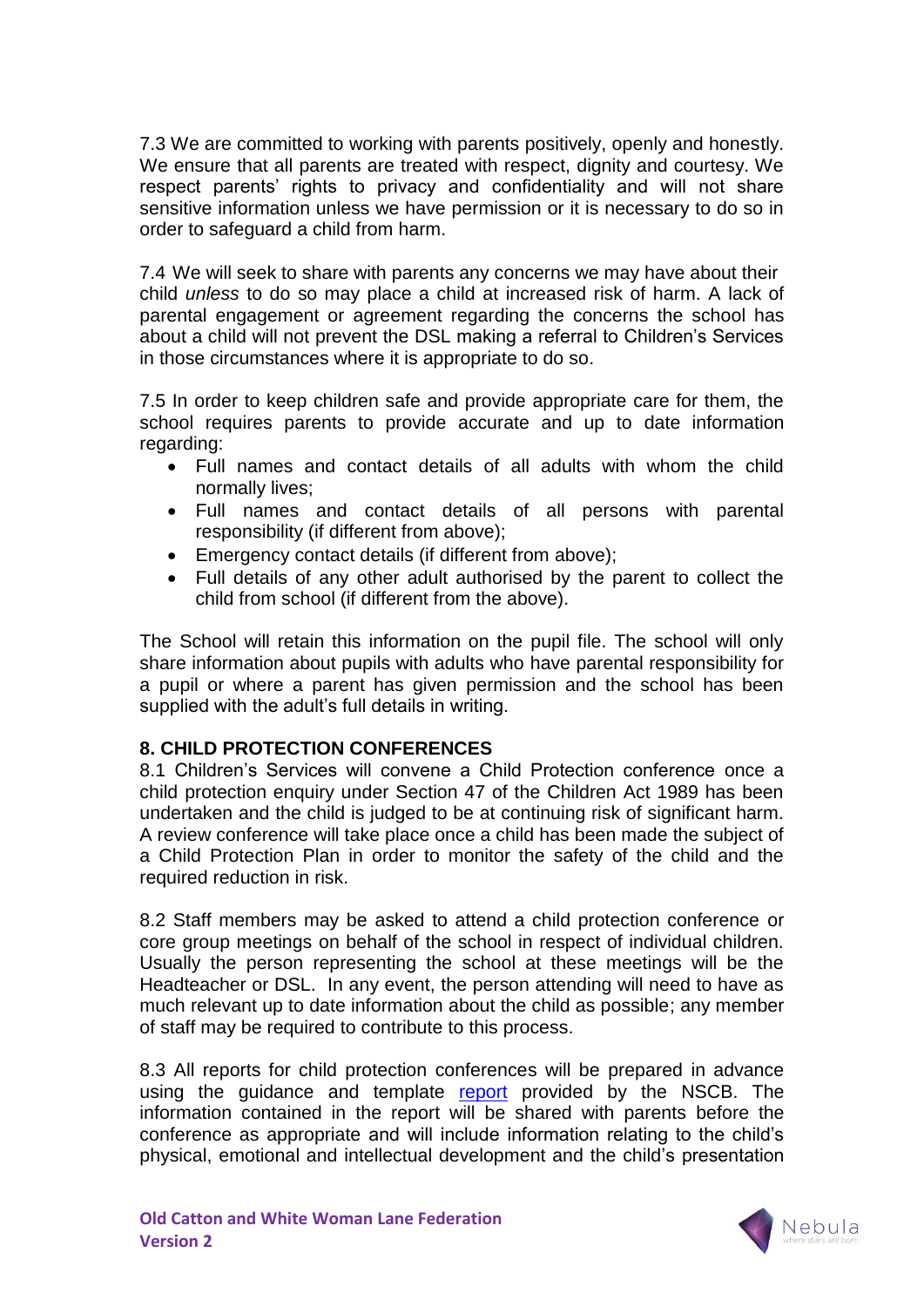7.3 We are committed to working with parents positively, openly and honestly. We ensure that all parents are treated with respect, dignity and courtesy. We respect parents' rights to privacy and confidentiality and will not share sensitive information unless we have permission or it is necessary to do so in order to safeguard a child from harm.

7.4 We will seek to share with parents any concerns we may have about their child *unless* to do so may place a child at increased risk of harm. A lack of parental engagement or agreement regarding the concerns the school has about a child will not prevent the DSL making a referral to Children's Services in those circumstances where it is appropriate to do so.

7.5 In order to keep children safe and provide appropriate care for them, the school requires parents to provide accurate and up to date information regarding:

- Full names and contact details of all adults with whom the child normally lives;
- Full names and contact details of all persons with parental responsibility (if different from above);
- Emergency contact details (if different from above);
- Full details of any other adult authorised by the parent to collect the child from school (if different from the above).

The School will retain this information on the pupil file. The school will only share information about pupils with adults who have parental responsibility for a pupil or where a parent has given permission and the school has been supplied with the adult's full details in writing.

**8. CHILD PROTECTION CONFERENCES**

8.1 Children's Services will convene a Child Protection conference once a child protection enquiry under Section 47 of the Children Act 1989 has been undertaken and the child is judged to be at continuing risk of significant harm. A review conference will take place once a child has been made the subject of a Child Protection Plan in order to monitor the safety of the child and the required reduction in risk.

8.2 Staff members may be asked to attend a child protection conference or core group meetings on behalf of the school in respect of individual children. Usually the person representing the school at these meetings will be the Headteacher or DSL. In any event, the person attending will need to have as much relevant up to date information about the child as possible; any member of staff may be required to contribute to this process.

8.3 All reports for child protection conferences will be prepared in advance using the guidance and template report provided by the NSCB. The information contained in the report will be shared with parents before the conference as appropriate and will include information relating to the child's physical, emotional and intellectual development and the child's presentation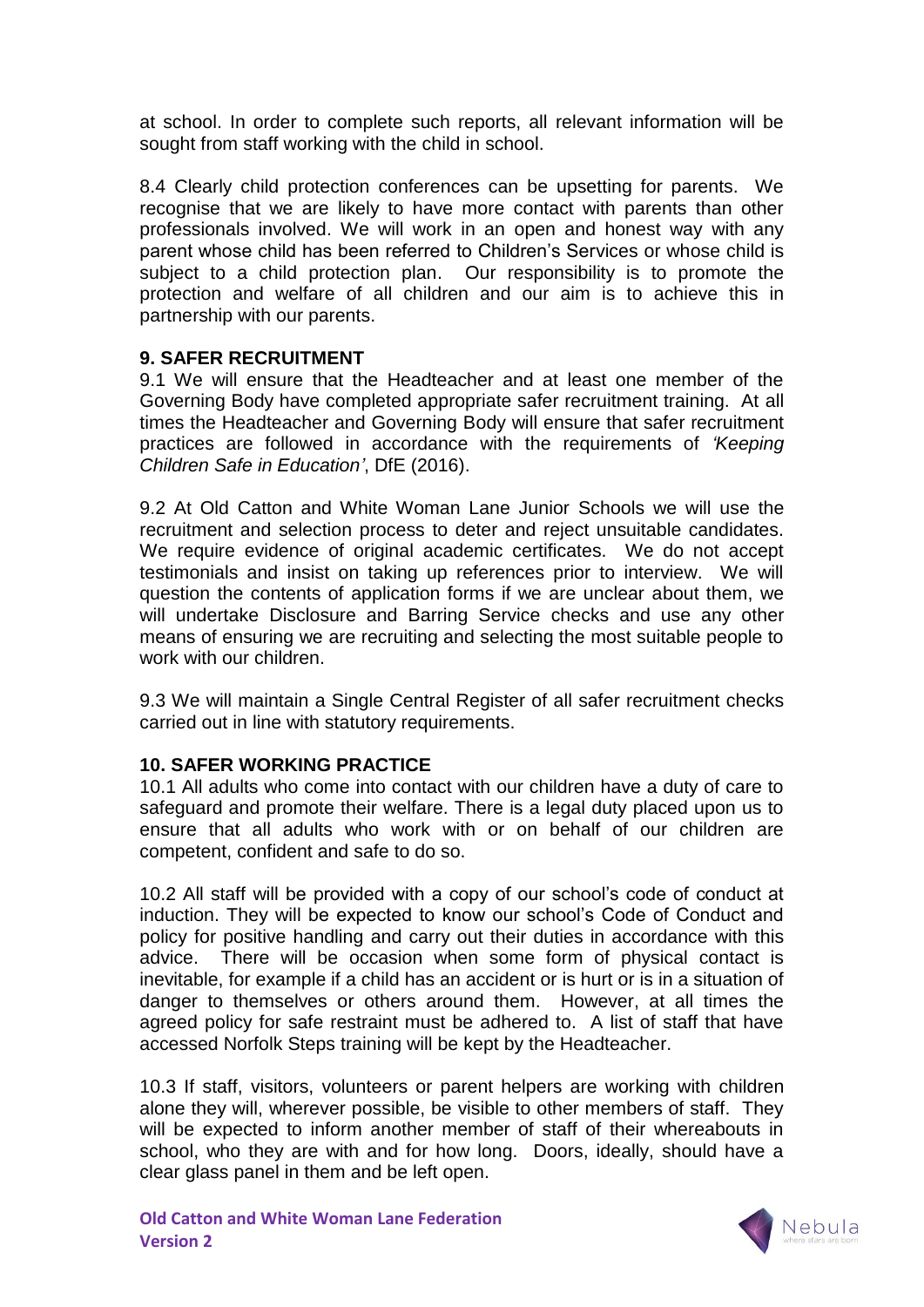at school. In order to complete such reports, all relevant information will be sought from staff working with the child in school.

8.4 Clearly child protection conferences can be upsetting for parents. We recognise that we are likely to have more contact with parents than other professionals involved. We will work in an open and honest way with any parent whose child has been referred to Children's Services or whose child is subject to a child protection plan. Our responsibility is to promote the protection and welfare of all children and our aim is to achieve this in partnership with our parents.

## 9. SAFER RECRUITMENT

9.1 We will ensure that the Headteacher and at least one member of the Governing Body have completed appropriate safer recruitment training. At all times the Headteacher and Governing Body will ensure that safer recruitment practices are followed in accordance with the requirements of *'Keeping Children Safe in Education'*, DfE (2016).

9.2 At Old Catton and White Woman Lane Junior Schools we will use the recruitment and selection process to deter and reject unsuitable candidates. We require evidence of original academic certificates. We do not accept testimonials and insist on taking up references prior to interview. We will question the contents of application forms if we are unclear about them, we will undertake Disclosure and Barring Service checks and use any other means of ensuring we are recruiting and selecting the most suitable people to work with our children.

9.3 We will maintain a Single Central Register of all safer recruitment checks carried out in line with statutory requirements.

## 10. SAFER WORKING PRACTICE

10.1 All adults who come into contact with our children have a duty of care to safeguard and promote their welfare. There is a legal duty placed upon us to ensure that all adults who work with or on behalf of our children are competent, confident and safe to do so.

10.2 All staff will be provided with a copy of our school's code of conduct at induction. They will be expected to know our school's Code of Conduct and policy for positive handling and carry out their duties in accordance with this advice. There will be occasion when some form of physical contact is inevitable, for example if a child has an accident or is hurt or is in a situation of danger to themselves or others around them. However, at all times the agreed policy for safe restraint must be adhered to. A list of staff that have accessed Norfolk Steps training will be kept by the Headteacher.

10.3 If staff, visitors, volunteers or parent helpers are working with children alone they will, wherever possible, be visible to other members of staff. They will be expected to inform another member of staff of their whereabouts in school, who they are with and for how long. Doors, ideally, should have a clear glass panel in them and be left open.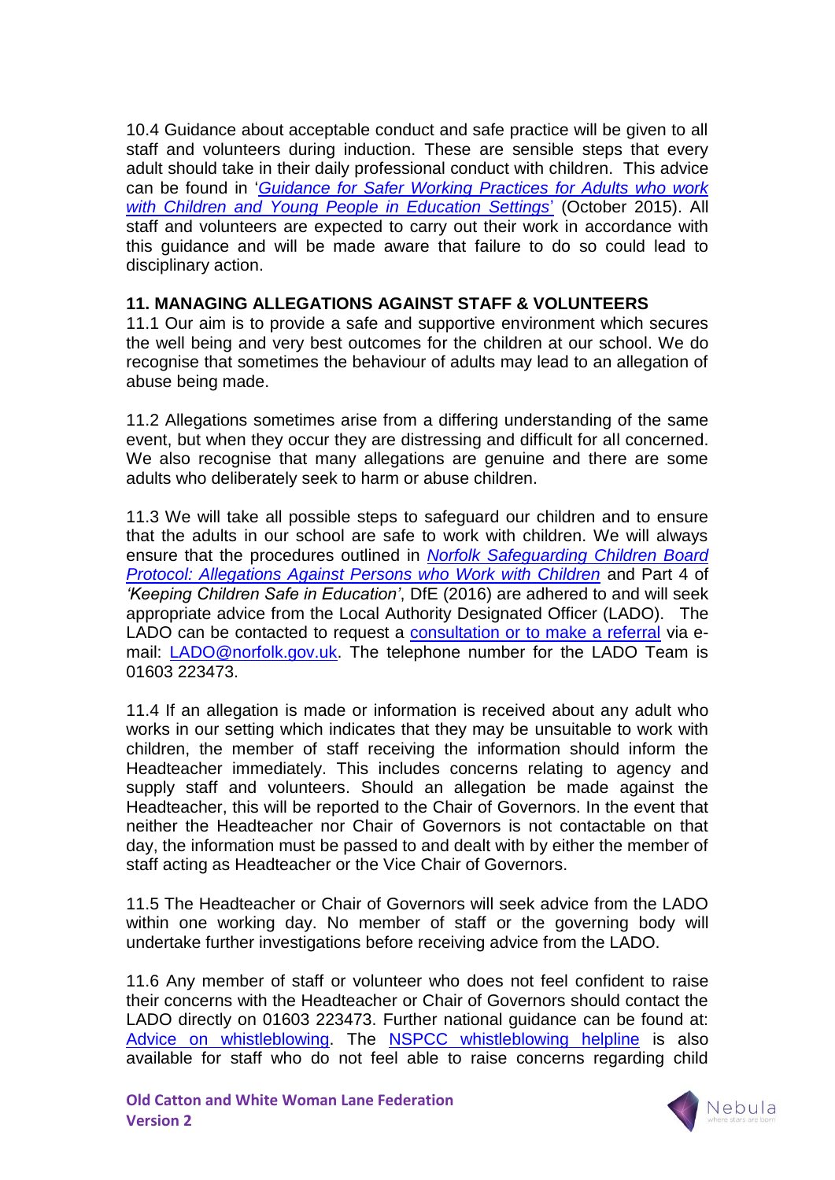10.4 Guidance about acceptable conduct and safe practice will be given to all staff and volunteers during induction. These are sensible steps that every adult should take in their daily professional conduct with children. This advice can be found in '*Guidance for Safer Working Practices for Adults who work with Children and Young People in Education Settings*' (October 2015). All staff and volunteers are expected to carry out their work in accordance with this guidance and will be made aware that failure to do so could lead to disciplinary action.

## 11. MANAGING ALLEGATIONS AGAINST STAFF & VOLUNTEERS

11.1 Our aim is to provide a safe and supportive environment which secures the well being and very best outcomes for the children at our school. We do recognise that sometimes the behaviour of adults may lead to an allegation of abuse being made.

11.2 Allegations sometimes arise from a differing understanding of the same event, but when they occur they are distressing and difficult for all concerned. We also recognise that many allegations are genuine and there are some adults who deliberately seek to harm or abuse children.

11.3 We will take all possible steps to safeguard our children and to ensure that the adults in our school are safe to work with children. We will always ensure that the procedures outlined in *Norfolk Safeguarding Children Board Protocol: Allegations Against Persons who Work with Children* and Part 4 of *'Keeping Children Safe in Education'*, DfE (2016) are adhered to and will seek appropriate advice from the Local Authority Designated Officer (LADO). The LADO can be contacted to request a consultation or to make a referral via e-mail: LADO@norfolk.gov.uk. The telephone number for the LADO Team is 01603 223473.

11.4 If an allegation is made or information is received about any adult who works in our setting which indicates that they may be unsuitable to work with children, the member of staff receiving the information should inform the Headteacher immediately. This includes concerns relating to agency and supply staff and volunteers. Should an allegation be made against the Headteacher, this will be reported to the Chair of Governors. In the event that neither the Headteacher nor Chair of Governors is not contactable on that day, the information must be passed to and dealt with by either the member of staff acting as Headteacher or the Vice Chair of Governors.

11.5 The Headteacher or Chair of Governors will seek advice from the LADO within one working day. No member of staff or the governing body will undertake further investigations before receiving advice from the LADO.

11.6 Any member of staff or volunteer who does not feel confident to raise their concerns with the Headteacher or Chair of Governors should contact the LADO directly on 01603 223473. Further national guidance can be found at: Advice on whistleblowing. The NSPCC whistleblowing helpline is also available for staff who do not feel able to raise concerns regarding child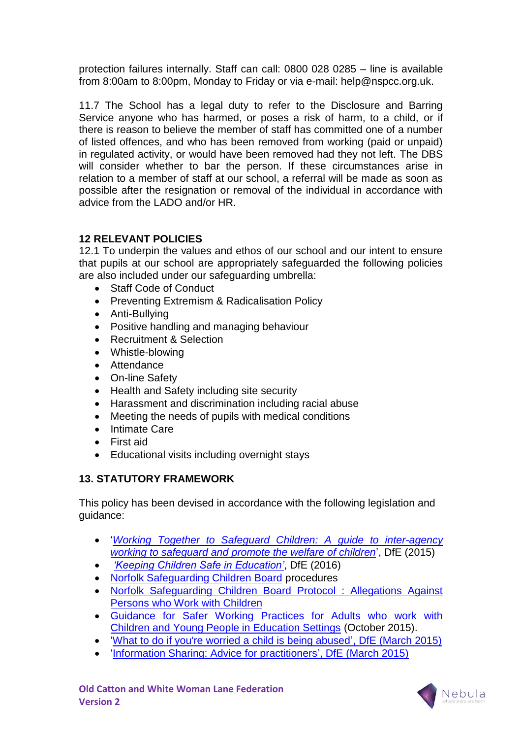protection failures internally. Staff can call: 0800 028 0285 – line is available from 8:00am to 8:00pm, Monday to Friday or via e-mail: help@nspcc.org.uk.

11.7 The School has a legal duty to refer to the Disclosure and Barring Service anyone who has harmed, or poses a risk of harm, to a child, or if there is reason to believe the member of staff has committed one of a number of listed offences, and who has been removed from working (paid or unpaid) in regulated activity, or would have been removed had they not left. The DBS will consider whether to bar the person. If these circumstances arise in relation to a member of staff at our school, a referral will be made as soon as possible after the resignation or removal of the individual in accordance with advice from the LADO and/or HR.

## 12 RELEVANT POLICIES

12.1 To underpin the values and ethos of our school and our intent to ensure that pupils at our school are appropriately safeguarded the following policies are also included under our safeguarding umbrella:

- Staff Code of Conduct
- Preventing Extremism & Radicalisation Policy
- Anti-Bullying
- Positive handling and managing behaviour
- Recruitment & Selection
- Whistle-blowing
- Attendance
- On-line Safety
- Health and Safety including site security
- Harassment and discrimination including racial abuse
- Meeting the needs of pupils with medical conditions
- Intimate Care
- First aid
- Educational visits including overnight stays

## 13. STATUTORY FRAMEWORK

This policy has been devised in accordance with the following legislation and guidance:

- '*Working Together to Safeguard Children: A guide to inter-agency working to safeguard and promote the welfare of children*', DfE (2015)
- *'Keeping Children Safe in Education'*, DfE (2016)
- Norfolk Safeguarding Children Board procedures
- Norfolk Safeguarding Children Board Protocol : Allegations Against Persons who Work with Children
- Guidance for Safer Working Practices for Adults who work with Children and Young People in Education Settings (October 2015).
- 'What to do if you're worried a child is being abused', DfE (March 2015)
- 'Information Sharing: Advice for practitioners', DfE (March 2015)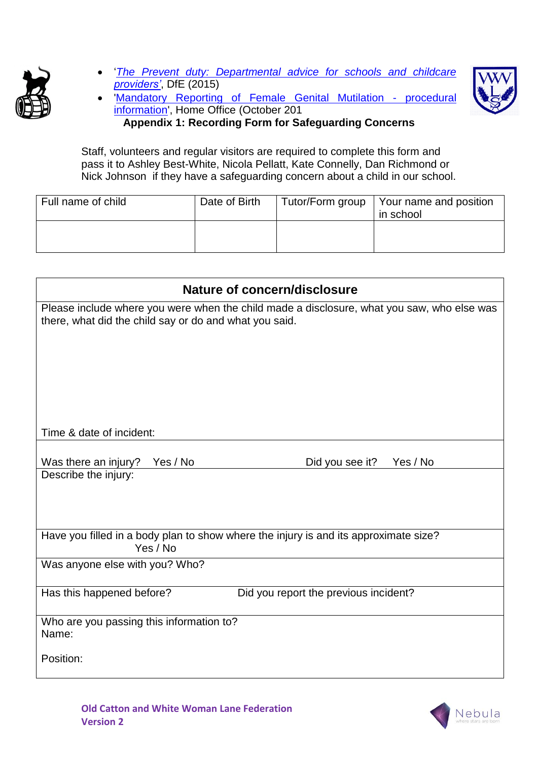- '*The Prevent duty: Departmental advice for schools and childcare providers*', DfE (2015)
- 'Mandatory Reporting of Female Genital Mutilation - procedural information', Home Office (October 201

**Appendix 1: Recording Form for Safeguarding Concerns**

Staff, volunteers and regular visitors are required to complete this form and pass it to Ashley Best-White, Nicola Pellatt, Kate Connelly, Dan Richmond or Nick Johnson if they have a safeguarding concern about a child in our school.

| Full name of child | Date of Birth | Tutor/Form group | Your name and position in school |
|---|---|---|---|
| | | | |

| **Nature of concern/disclosure** | |
|---|---|
| Please include where you were when the child made a disclosure, what you saw, who else was there, what did the child say or do and what you said.<br><br>Time & date of incident: | |
| Was there an injury? Yes / No | Did you see it? Yes / No |
| Describe the injury: | |
| Have you filled in a body plan to show where the injury is and its approximate size? Yes / No | |
| Was anyone else with you? Who? | |
| Has this happened before? | Did you report the previous incident? |
| Who are you passing this information to?<br>Name:<br><br>Position: | |

**Old Catton and White Woman Lane Federation**
**Version 2**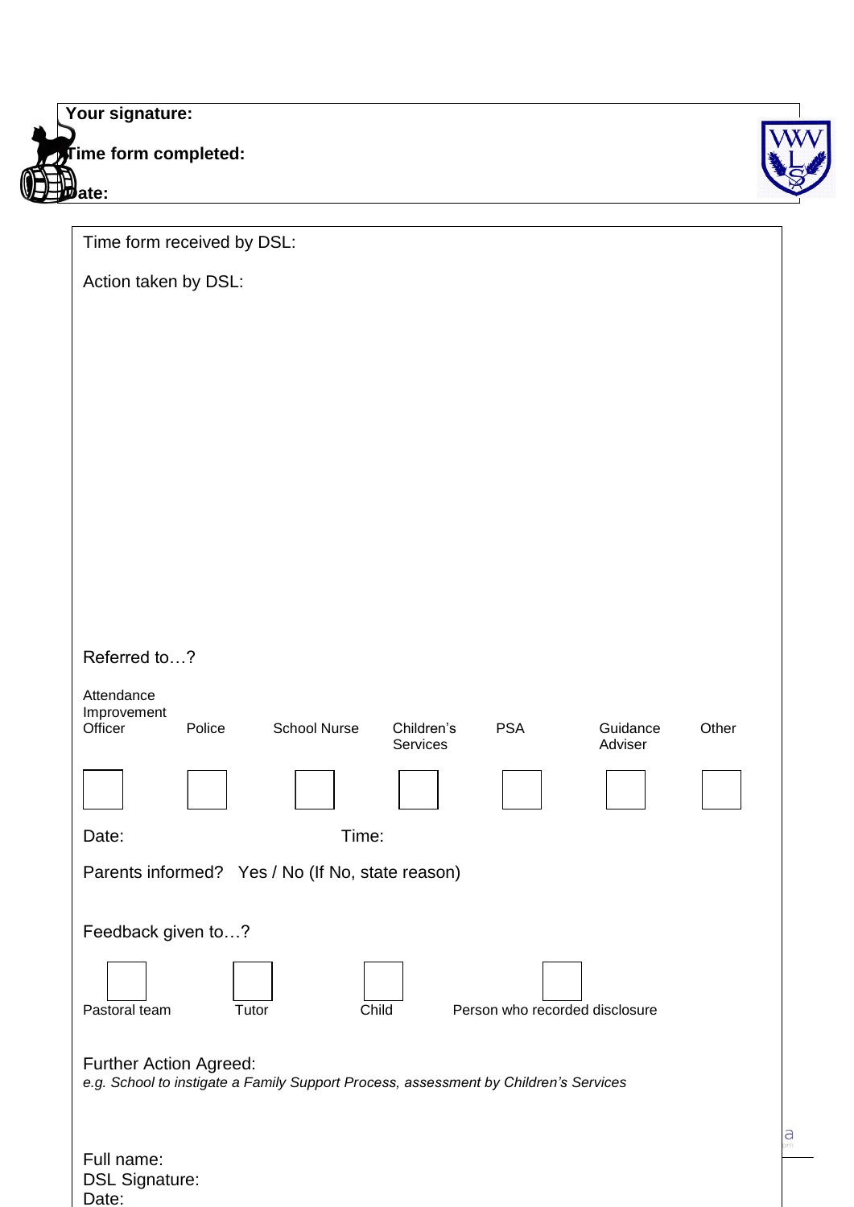**Your signature:**

**Time form completed:**

**Date:**

Time form received by DSL:

Action taken by DSL:

Referred to…?

| Attendance Improvement Officer | Police | School Nurse | Children's Services | PSA | Guidance Adviser | Other |
|---|---|---|---|---|---|---|
| ☐ | ☐ | ☐ | ☐ | ☐ | ☐ | ☐ |

Date: Time:

Parents informed? Yes / No (If No, state reason)

Feedback given to…?

| ☐ | ☐ | ☐ | ☐ |
|---|---|---|---|
| Pastoral team | Tutor | Child | Person who recorded disclosure |

Further Action Agreed:
*e.g. School to instigate a Family Support Process, assessment by Children's Services*

Full name:
DSL Signature:
Date: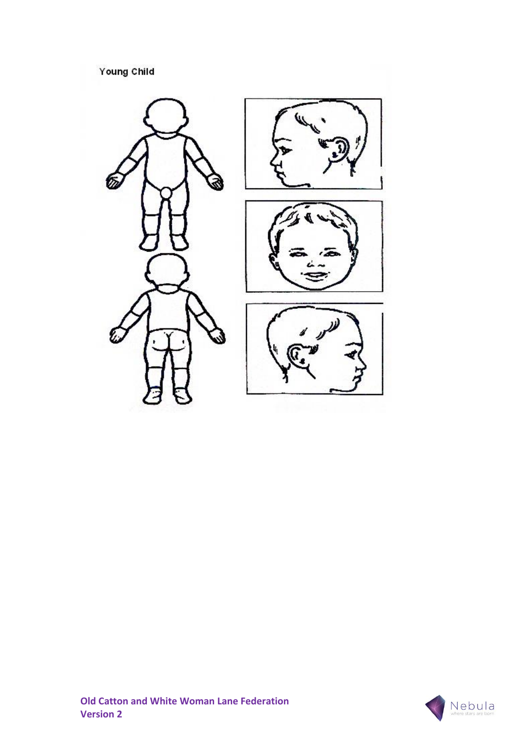Young Child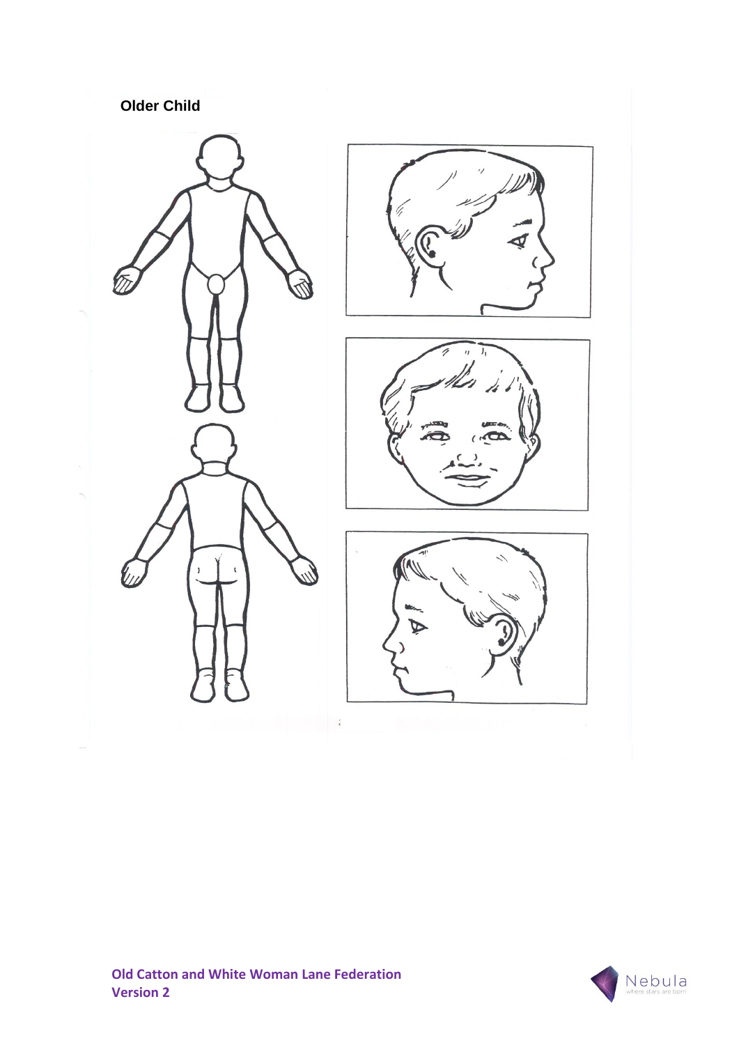**Older Child**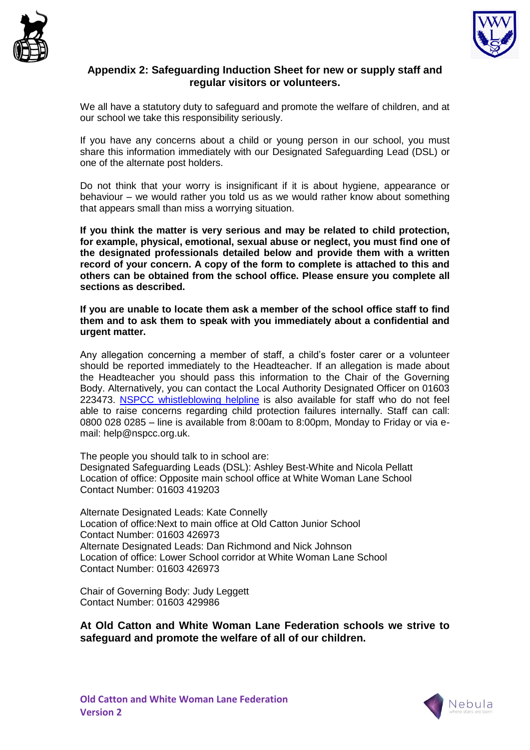## Appendix 2: Safeguarding Induction Sheet for new or supply staff and regular visitors or volunteers.

We all have a statutory duty to safeguard and promote the welfare of children, and at our school we take this responsibility seriously.

If you have any concerns about a child or young person in our school, you must share this information immediately with our Designated Safeguarding Lead (DSL) or one of the alternate post holders.

Do not think that your worry is insignificant if it is about hygiene, appearance or behaviour – we would rather you told us as we would rather know about something that appears small than miss a worrying situation.

**If you think the matter is very serious and may be related to child protection, for example, physical, emotional, sexual abuse or neglect, you must find one of the designated professionals detailed below and provide them with a written record of your concern. A copy of the form to complete is attached to this and others can be obtained from the school office. Please ensure you complete all sections as described.**

**If you are unable to locate them ask a member of the school office staff to find them and to ask them to speak with you immediately about a confidential and urgent matter.**

Any allegation concerning a member of staff, a child's foster carer or a volunteer should be reported immediately to the Headteacher. If an allegation is made about the Headteacher you should pass this information to the Chair of the Governing Body. Alternatively, you can contact the Local Authority Designated Officer on 01603 223473. NSPCC whistleblowing helpline is also available for staff who do not feel able to raise concerns regarding child protection failures internally. Staff can call: 0800 028 0285 – line is available from 8:00am to 8:00pm, Monday to Friday or via e-mail: help@nspcc.org.uk.

The people you should talk to in school are:
Designated Safeguarding Leads (DSL): Ashley Best-White and Nicola Pellatt
Location of office: Opposite main school office at White Woman Lane School
Contact Number: 01603 419203

Alternate Designated Leads: Kate Connelly
Location of office:Next to main office at Old Catton Junior School
Contact Number: 01603 426973
Alternate Designated Leads: Dan Richmond and Nick Johnson
Location of office: Lower School corridor at White Woman Lane School
Contact Number: 01603 426973

Chair of Governing Body: Judy Leggett
Contact Number: 01603 429986

**At Old Catton and White Woman Lane Federation schools we strive to safeguard and promote the welfare of all of our children.**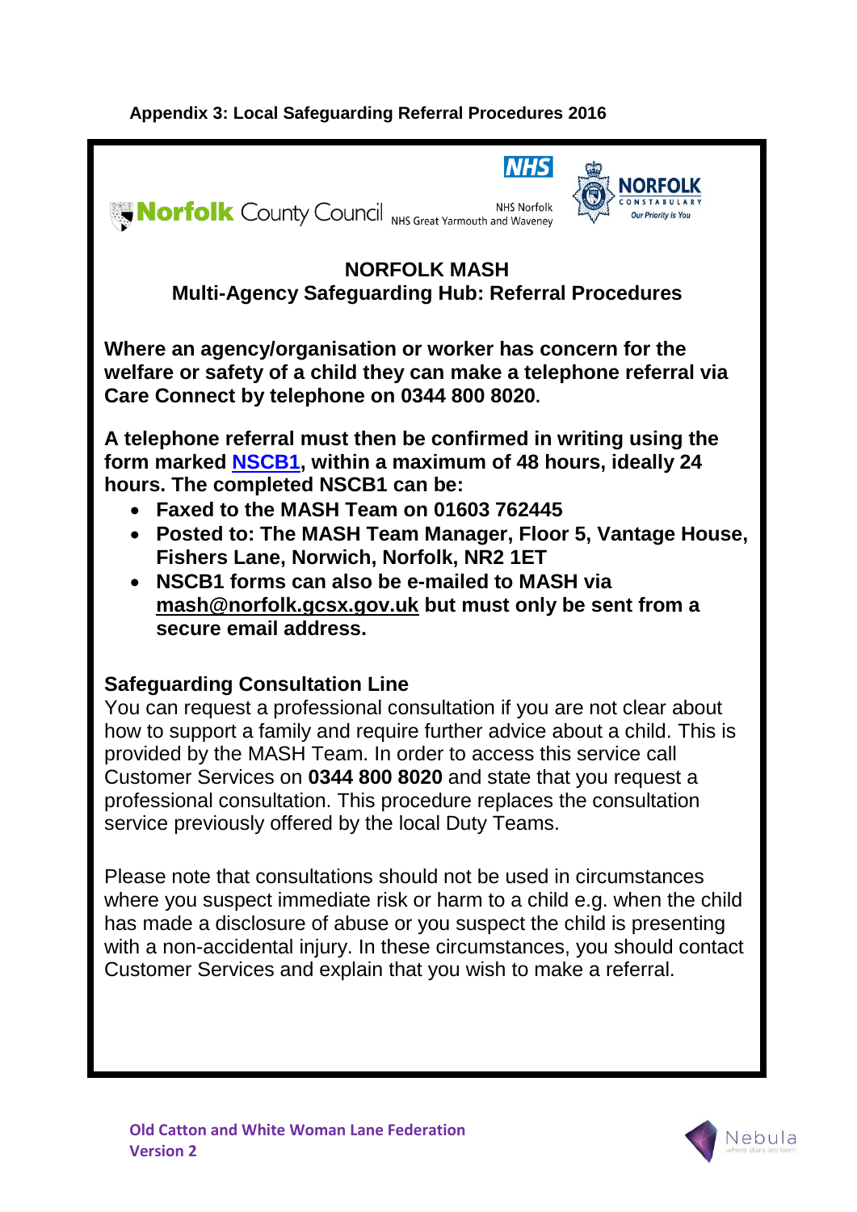**Appendix 3: Local Safeguarding Referral Procedures 2016**

Norfolk County Council | NHS Norfolk NHS Great Yarmouth and Waveney | Norfolk Constabulary – Our Priority is You

## NORFOLK MASH
## Multi-Agency Safeguarding Hub: Referral Procedures

**Where an agency/organisation or worker has concern for the welfare or safety of a child they can make a telephone referral via Care Connect by telephone on 0344 800 8020.**

**A telephone referral must then be confirmed in writing using the form marked NSCB1, within a maximum of 48 hours, ideally 24 hours. The completed NSCB1 can be:**

- **Faxed to the MASH Team on 01603 762445**
- **Posted to: The MASH Team Manager, Floor 5, Vantage House, Fishers Lane, Norwich, Norfolk, NR2 1ET**
- **NSCB1 forms can also be e-mailed to MASH via mash@norfolk.gcsx.gov.uk but must only be sent from a secure email address.**

### Safeguarding Consultation Line

You can request a professional consultation if you are not clear about how to support a family and require further advice about a child. This is provided by the MASH Team. In order to access this service call Customer Services on **0344 800 8020** and state that you request a professional consultation. This procedure replaces the consultation service previously offered by the local Duty Teams.

Please note that consultations should not be used in circumstances where you suspect immediate risk or harm to a child e.g. when the child has made a disclosure of abuse or you suspect the child is presenting with a non-accidental injury. In these circumstances, you should contact Customer Services and explain that you wish to make a referral.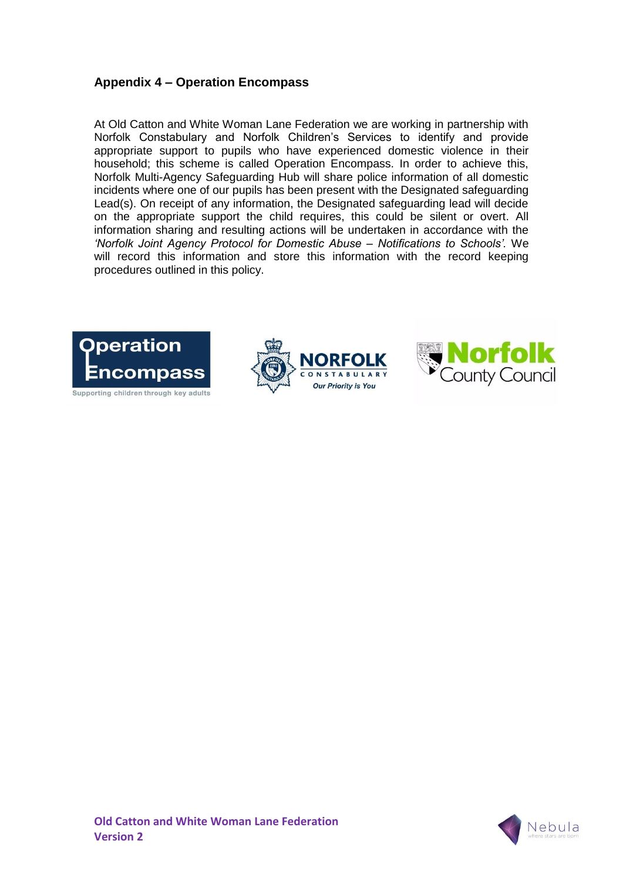## Appendix 4 – Operation Encompass

At Old Catton and White Woman Lane Federation we are working in partnership with Norfolk Constabulary and Norfolk Children's Services to identify and provide appropriate support to pupils who have experienced domestic violence in their household; this scheme is called Operation Encompass. In order to achieve this, Norfolk Multi-Agency Safeguarding Hub will share police information of all domestic incidents where one of our pupils has been present with the Designated safeguarding Lead(s). On receipt of any information, the Designated safeguarding lead will decide on the appropriate support the child requires, this could be silent or overt. All information sharing and resulting actions will be undertaken in accordance with the *'Norfolk Joint Agency Protocol for Domestic Abuse – Notifications to Schools'*. We will record this information and store this information with the record keeping procedures outlined in this policy.